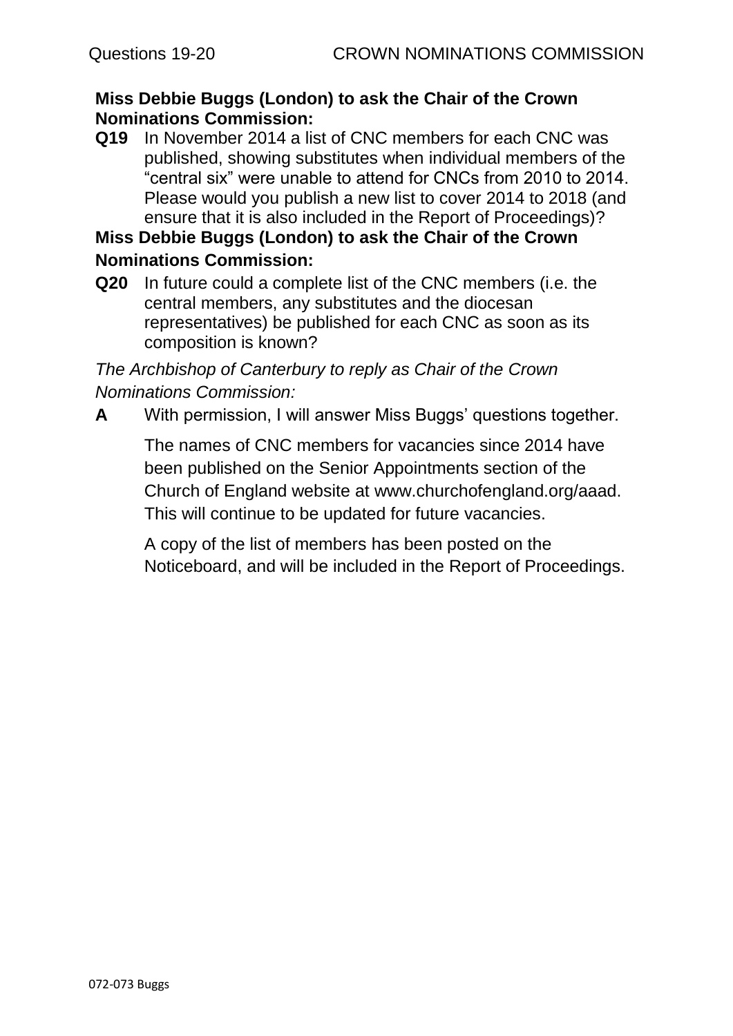## Questions 19-20 — CROWN NOMINATIONS COMMISSION

**Miss Debbie Buggs (London) to ask the Chair of the Crown Nominations Commission:**

**Q19** In November 2014 a list of CNC members for each CNC was published, showing substitutes when individual members of the "central six" were unable to attend for CNCs from 2010 to 2014. Please would you publish a new list to cover 2014 to 2018 (and ensure that it is also included in the Report of Proceedings)?

**Miss Debbie Buggs (London) to ask the Chair of the Crown Nominations Commission:**

**Q20** In future could a complete list of the CNC members (i.e. the central members, any substitutes and the diocesan representatives) be published for each CNC as soon as its composition is known?

*The Archbishop of Canterbury to reply as Chair of the Crown Nominations Commission:*

**A** With permission, I will answer Miss Buggs' questions together.

The names of CNC members for vacancies since 2014 have been published on the Senior Appointments section of the Church of England website at www.churchofengland.org/aaad. This will continue to be updated for future vacancies.

A copy of the list of members has been posted on the Noticeboard, and will be included in the Report of Proceedings.

072-073 Buggs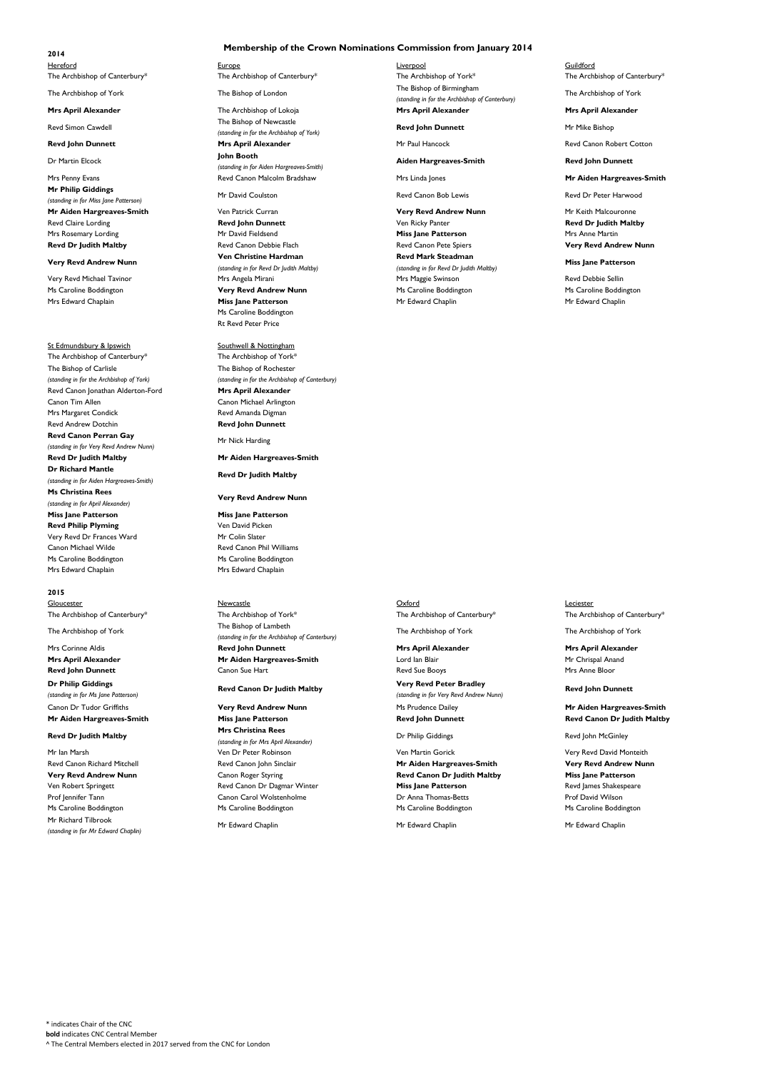# Membership of the Crown Nominations Commission from January 2014

## 2014

### Hereford

The Archbishop of Canterbury*
The Archbishop of York
**Mrs April Alexander**
Revd Simon Cawdell
**Revd John Dunnett**
Dr Martin Elcock
Mrs Penny Evans
**Mr Philip Giddings**
*(standing in for Miss Jane Patterson)*
**Mr Aiden Hargreaves-Smith**
Revd Claire Lording
Mrs Rosemary Lording
**Revd Dr Judith Maltby**
**Very Revd Andrew Nunn**
Very Revd Michael Tavinor
Ms Caroline Boddington
Mrs Edward Chaplain

### Europe

The Archbishop of Canterbury*
The Bishop of London
The Archbishop of Lokoja
The Bishop of Newcastle
*(standing in for the Archbishop of York)*
**Mrs April Alexander**
**John Booth**
*(standing in for Aiden Hargreaves-Smith)*
Revd Canon Malcolm Bradshaw
Mr David Coulston
Ven Patrick Curran
**Revd John Dunnett**
Mr David Fieldsend
Revd Canon Debbie Flach
**Ven Christine Hardman**
*(standing in for Revd Dr Judith Maltby)*
Mrs Angela Mirani
**Very Revd Andrew Nunn**
**Miss Jane Patterson**
Ms Caroline Boddington
Rt Revd Peter Price

### Liverpool

The Archbishop of York*
The Bishop of Birmingham
*(standing in for the Archbishop of Canterbury)*
**Mrs April Alexander**
**Revd John Dunnett**
Mr Paul Hancock
**Aiden Hargreaves-Smith**
Mrs Linda Jones
Revd Canon Bob Lewis
**Very Revd Andrew Nunn**
Ven Ricky Panter
**Miss Jane Patterson**
Revd Canon Pete Spiers
**Revd Mark Steadman**
*(standing in for Revd Dr Judith Maltby)*
Mrs Maggie Swinson
Ms Caroline Boddington
Mr Edward Chaplin

### Guildford

The Archbishop of Canterbury*
The Archbishop of York
**Mrs April Alexander**
Mr Mike Bishop
Revd Canon Robert Cotton
**Revd John Dunnett**
**Mr Aiden Hargreaves-Smith**
Revd Dr Peter Harwood
Mr Keith Malcouronne
**Revd Dr Judith Maltby**
Mrs Anne Martin
**Very Revd Andrew Nunn**
**Miss Jane Patterson**
Revd Debbie Sellin
Ms Caroline Boddington
Mr Edward Chaplin

### St Edmundsbury & Ipswich

The Archbishop of Canterbury*
The Bishop of Carlisle
*(standing in for the Archbishop of York)*
Revd Canon Jonathan Alderton-Ford
Canon Tim Allen
Mrs Margaret Condick
Revd Andrew Dotchin
**Revd Canon Perran Gay**
*(standing in for Very Revd Andrew Nunn)*
**Revd Dr Judith Maltby**
**Dr Richard Mantle**
*(standing in for Aiden Hargreaves-Smith)*
**Ms Christina Rees**
*(standing in for April Alexander)*
**Miss Jane Patterson**
**Revd Philip Plyming**
Very Revd Dr Frances Ward
Canon Michael Wilde
Ms Caroline Boddington
Mrs Edward Chaplain

### Southwell & Nottingham

The Archbishop of York*
The Bishop of Rochester
*(standing in for the Archbishop of Canterbury)*
**Mrs April Alexander**
Canon Michael Arlington
Revd Amanda Digman
**Revd John Dunnett**
Mr Nick Harding
**Mr Aiden Hargreaves-Smith**
**Revd Dr Judith Maltby**
**Very Revd Andrew Nunn**
**Miss Jane Patterson**
Ven David Picken
Mr Colin Slater
Revd Canon Phil Williams
Ms Caroline Boddington
Mrs Edward Chaplain

## 2015

### Gloucester

The Archbishop of Canterbury*
The Archbishop of York
Mrs Corinne Aldis
**Mrs April Alexander**
**Revd John Dunnett**
**Dr Philip Giddings**
*(standing in for Ms Jane Patterson)*
Canon Dr Tudor Griffiths
**Mr Aiden Hargreaves-Smith**
**Revd Dr Judith Maltby**
Mr Ian Marsh
Revd Canon Richard Mitchell
**Very Revd Andrew Nunn**
Ven Robert Springett
Prof Jennifer Tann
Ms Caroline Boddington
Mr Richard Tilbrook
*(standing in for Mr Edward Chaplin)*

### Newcastle

The Archbishop of York*
The Bishop of Lambeth
*(standing in for the Archbishop of Canterbury)*
**Revd John Dunnett**
**Mr Aiden Hargreaves-Smith**
Canon Sue Hart
**Revd Canon Dr Judith Maltby**
**Very Revd Andrew Nunn**
**Miss Jane Patterson**
**Mrs Christina Rees**
*(standing in for Mrs April Alexander)*
Ven Dr Peter Robinson
Revd Canon John Sinclair
Canon Roger Styring
Revd Canon Dr Dagmar Winter
Canon Carol Wolstenholme
Ms Caroline Boddington
Mr Edward Chaplin

### Oxford

The Archbishop of Canterbury*
The Archbishop of York
**Mrs April Alexander**
Lord Ian Blair
Revd Sue Booys
**Very Revd Peter Bradley**
*(standing in for Very Revd Andrew Nunn)*
Ms Prudence Dailey
**Revd John Dunnett**
Dr Philip Giddings
Ven Martin Gorick
**Mr Aiden Hargreaves-Smith**
**Revd Canon Dr Judith Maltby**
**Miss Jane Patterson**
Dr Anna Thomas-Betts
Ms Caroline Boddington
Mr Edward Chaplin

### Leciester

The Archbishop of Canterbury*
The Archbishop of York
**Mrs April Alexander**
Mr Chrispal Anand
Mrs Anne Bloor
**Revd John Dunnett**
**Mr Aiden Hargreaves-Smith**
**Revd Canon Dr Judith Maltby**
Revd John McGinley
Very Revd David Monteith
**Very Revd Andrew Nunn**
**Miss Jane Patterson**
Revd James Shakespeare
Prof David Wilson
Ms Caroline Boddington
Mr Edward Chaplin

---

\* indicates Chair of the CNC
**bold** indicates CNC Central Member
^ The Central Members elected in 2017 served from the CNC for London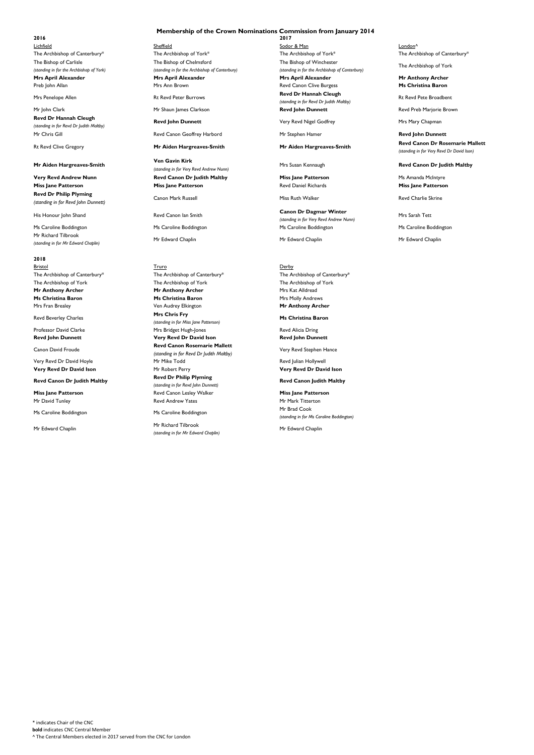# Membership of the Crown Nominations Commission from January 2014

## 2016

| Lichfield | Sheffield |
|---|---|
| The Archbishop of Canterbury* | The Archbishop of York* |
| The Bishop of Carlisle *(standing in for the Archbishop of York)* | The Bishop of Chelmsford *(standing in for the Archbishop of Canterbury)* |
| **Mrs April Alexander** | **Mrs April Alexander** |
| Preb John Allan | Mrs Ann Brown |
| Mrs Penelope Allen | Rt Revd Peter Burrows |
| Mr John Clark | Mr Shaun James Clarkson |
| **Revd Dr Hannah Cleugh** *(standing in for Revd Dr Judith Maltby)* | **Revd John Dunnett** |
| Mr Chris Gill | Revd Canon Geoffrey Harbord |
| Rt Revd Clive Gregory | **Mr Aiden Hargreaves-Smith** |
| **Mr Aiden Hargreaves-Smith** | **Ven Gavin Kirk** *(standing in for Very Revd Andrew Nunn)* |
| **Very Revd Andrew Nunn** | **Revd Canon Dr Judith Maltby** |
| **Miss Jane Patterson** | **Miss Jane Patterson** |
| **Revd Dr Philip Plyming** *(standing in for Revd John Dunnett)* | Canon Mark Russell |
| His Honour John Shand | Revd Canon Ian Smith |
| Ms Caroline Boddington | Ms Caroline Boddington |
| Mr Richard Tilbrook *(standing in for Mr Edward Chaplin)* | Mr Edward Chaplin |

## 2017

| Sodor & Man | London^ |
|---|---|
| The Archbishop of York* | The Archbishop of Canterbury* |
| The Bishop of Winchester *(standing in for the Archbishop of Canterbury)* | The Archbishop of York |
| **Mrs April Alexander** | **Mr Anthony Archer** |
| Revd Canon Clive Burgess | **Ms Christina Baron** |
| **Revd Dr Hannah Cleugh** *(standing in for Revd Dr Judith Maltby)* | Rt Revd Pete Broadbent |
| **Revd John Dunnett** | Revd Preb Marjorie Brown |
| Very Revd Nigel Godfrey | Mrs Mary Chapman |
| Mr Stephen Hamer | **Revd John Dunnett** |
| **Mr Aiden Hargreaves-Smith** | **Revd Canon Dr Rosemarie Mallett** *(standing in for Very Revd Dr David Ison)* |
| Mrs Susan Kennaugh | **Revd Canon Dr Judith Maltby** |
| **Miss Jane Patterson** | Ms Amanda McIntyre |
| Revd Daniel Richards | **Miss Jane Patterson** |
| Miss Ruth Walker | Revd Charlie Skrine |
| **Canon Dr Dagmar Winter** *(standing in for Very Revd Andrew Nunn)* | Mrs Sarah Tett |
| Ms Caroline Boddington | Ms Caroline Boddington |
| Mr Edward Chaplin | Mr Edward Chaplin |

## 2018

| Bristol | Truro | Derby |
|---|---|---|
| The Archbishop of Canterbury* | The Archbishop of Canterbury* | The Archbishop of Canterbury* |
| The Archbishop of York | The Archbishop of York | The Archbishop of York |
| **Mr Anthony Archer** | **Mr Anthony Archer** | Mrs Kat Alldread |
| **Ms Christina Baron** | **Ms Christina Baron** | Mrs Molly Andrews |
| Mrs Fran Brealey | Ven Audrey Elkington | **Mr Anthony Archer** |
| Revd Beverley Charles | **Mrs Chris Fry** *(standing in for Miss Jane Patterson)* | **Ms Christina Baron** |
| Professor David Clarke | Mrs Bridget Hugh-Jones | Revd Alicia Dring |
| **Revd John Dunnett** | **Very Revd Dr David Ison** | **Revd John Dunnett** |
| Canon David Froude | **Revd Canon Rosemarie Mallett** *(standing in for Revd Dr Judith Maltby)* | Very Revd Stephen Hance |
| Very Revd Dr David Hoyle | Mr Mike Todd | Revd Julian Hollywell |
| **Very Revd Dr David Ison** | Mr Robert Perry | **Very Revd Dr David Ison** |
| **Revd Canon Dr Judith Maltby** | **Revd Dr Philip Plyming** *(standing in for Revd John Dunnett)* | **Revd Canon Judith Maltby** |
| **Miss Jane Patterson** | Revd Canon Lesley Walker | **Miss Jane Patterson** |
| Mr David Tunley | Revd Andrew Yates | Mr Mark Titterton |
| Ms Caroline Boddington | Ms Caroline Boddington | Mr Brad Cook *(standing in for Ms Caroline Boddington)* |
| Mr Edward Chaplin | Mr Richard Tilbrook *(standing in for Mr Edward Chaplin)* | Mr Edward Chaplin |

* indicates Chair of the CNC
**bold** indicates CNC Central Member
^ The Central Members elected in 2017 served from the CNC for London